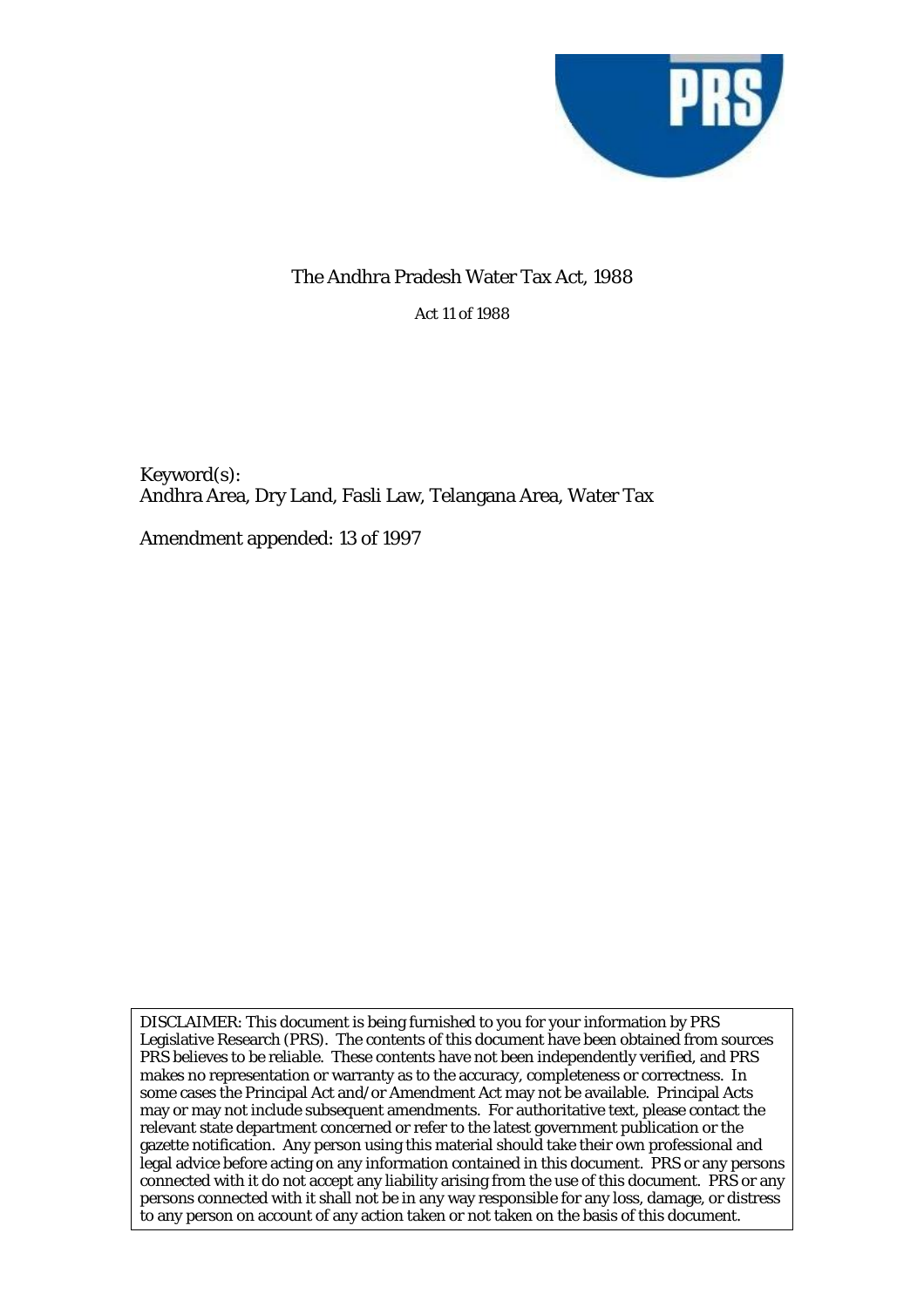# The Andhra Pradesh Water Tax Act, 1988

Act 11 of 1988

Keyword(s):
Andhra Area, Dry Land, Fasli Law, Telangana Area, Water Tax

Amendment appended: 13 of 1997

DISCLAIMER: This document is being furnished to you for your information by PRS Legislative Research (PRS). The contents of this document have been obtained from sources PRS believes to be reliable. These contents have not been independently verified, and PRS makes no representation or warranty as to the accuracy, completeness or correctness. In some cases the Principal Act and/or Amendment Act may not be available. Principal Acts may or may not include subsequent amendments. For authoritative text, please contact the relevant state department concerned or refer to the latest government publication or the gazette notification. Any person using this material should take their own professional and legal advice before acting on any information contained in this document. PRS or any persons connected with it do not accept any liability arising from the use of this document. PRS or any persons connected with it shall not be in any way responsible for any loss, damage, or distress to any person on account of any action taken or not taken on the basis of this document.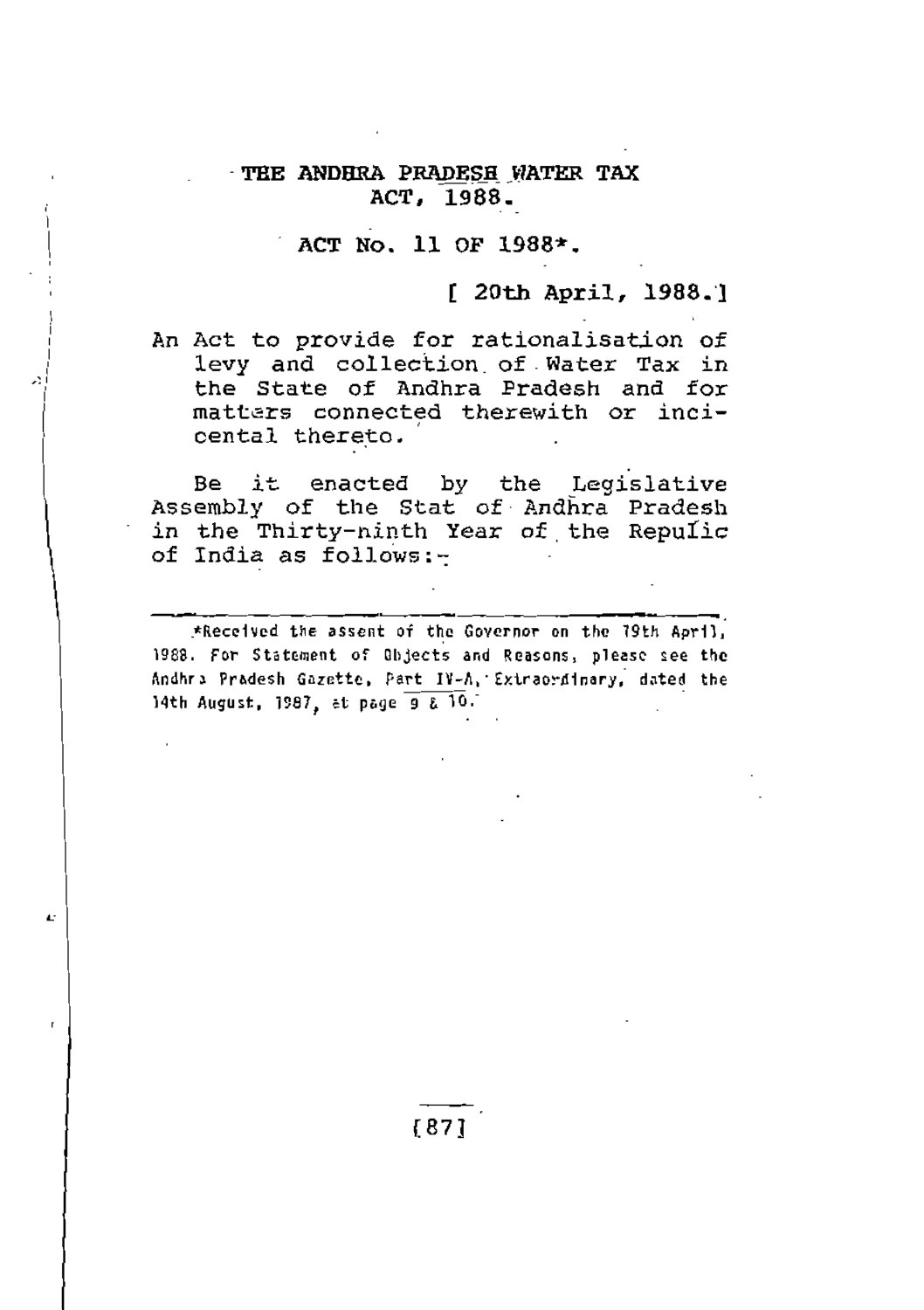# THE ANDHRA PRADESH WATER TAX ACT, 1988.

## ACT No. 11 OF 1988*.

[ 20th April, 1988.]

An Act to provide for rationalisation of levy and collection of Water Tax in the State of Andhra Pradesh and for matters connected therewith or incicental thereto.

Be it enacted by the Legislative Assembly of the Stat of Andhra Pradesh in the Thirty-ninth Year of the Repulic of India as follows:-

---

*Received the assent of the Governor on the 19th April, 1988. For Statement of Objects and Reasons, please see the Andhra Pradesh Gazette, Part IV-A, Extraordinary, dated the 14th August, 1987, at page 9 & 10.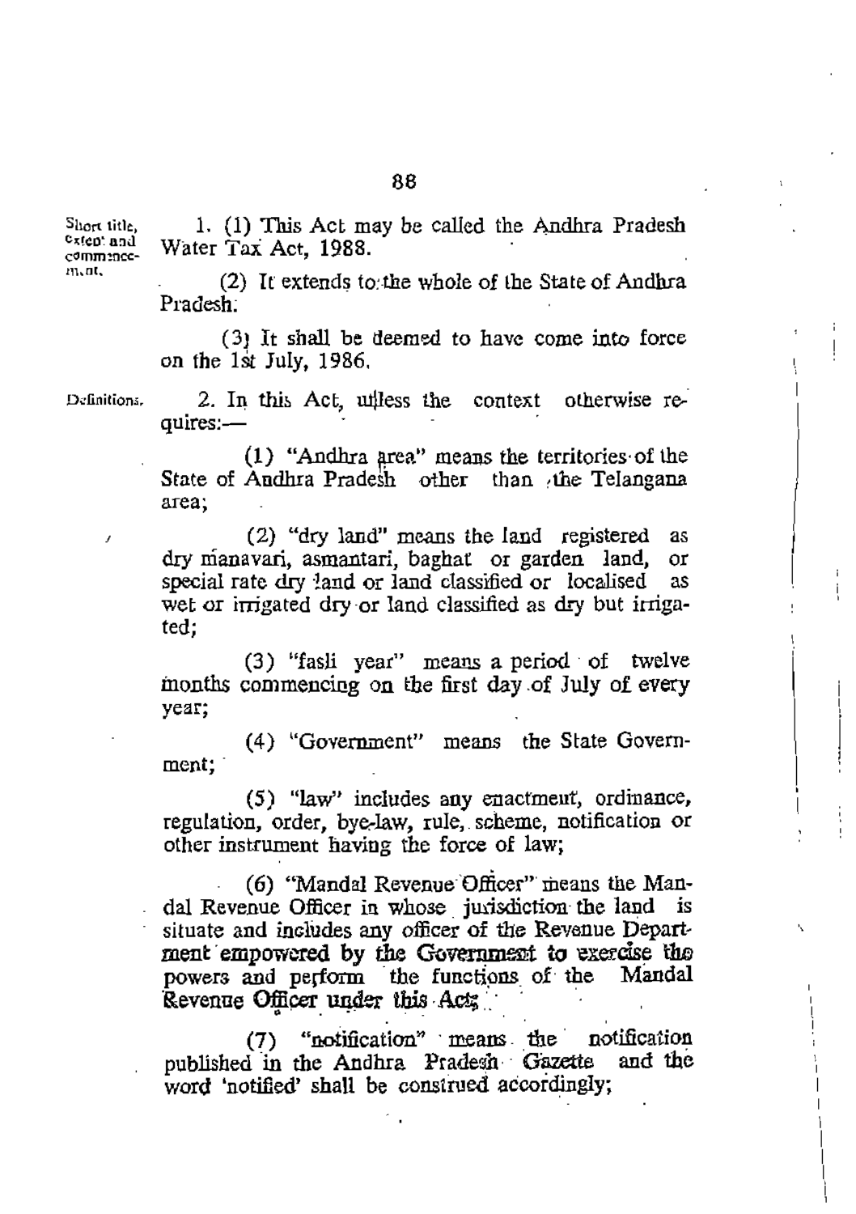Short title, extent and commencement.

1. (1) This Act may be called the Andhra Pradesh Water Tax Act, 1988.

(2) It extends to the whole of the State of Andhra Pradesh.

(3) It shall be deemed to have come into force on the 1st July, 1986.

Definitions.

2. In this Act, unless the context otherwise requires:—

(1) "Andhra area" means the territories of the State of Andhra Pradesh other than the Telangana area;

(2) "dry land" means the land registered as dry manavari, asmantari, baghat or garden land, or special rate dry land or land classified or localised as wet or irrigated dry or land classified as dry but irrigated;

(3) "fasli year" means a period of twelve months commencing on the first day of July of every year;

(4) "Government" means the State Government;

(5) "law" includes any enactment, ordinance, regulation, order, bye-law, rule, scheme, notification or other instrument having the force of law;

(6) "Mandal Revenue Officer" means the Mandal Revenue Officer in whose jurisdiction the land is situate and includes any officer of the Revenue Department empowered by the Government to exercise the powers and perform the functions of the Mandal Revenue Officer under this Act;

(7) "notification" means the notification published in the Andhra Pradesh Gazette and the word 'notified' shall be construed accordingly;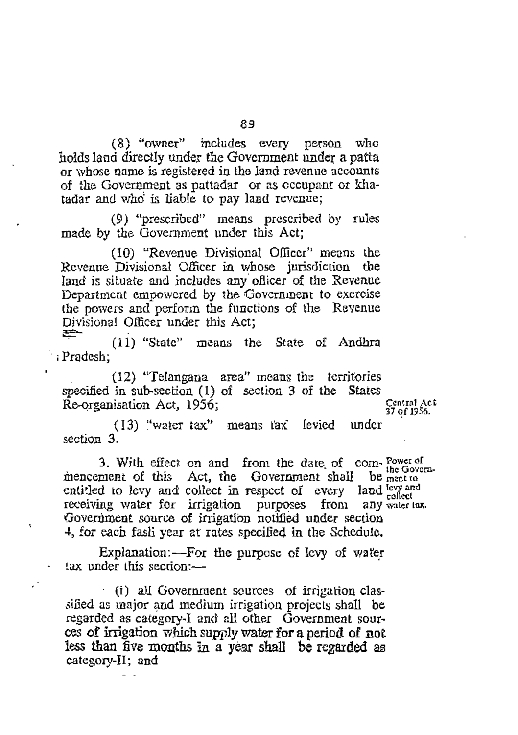(8) "owner" includes every person who holds land directly under the Government under a patta or whose name is registered in the land revenue accounts of the Government as pattadar or as occupant or khatadar and who is liable to pay land revenue;

(9) "prescribed" means prescribed by rules made by the Government under this Act;

(10) "Revenue Divisional Officer" means the Revenue Divisional Officer in whose jurisdiction the land is situate and includes any officer of the Revenue Department empowered by the Government to exercise the powers and perform the functions of the Revenue Divisional Officer under this Act;

(11) "State" means the State of Andhra Pradesh;

(12) "Telangana area" means the territories specified in sub-section (1) of section 3 of the States Re-organisation Act, 1956; Central Act 37 of 1956.

(13) "water tax" means tax levied under section 3.

Power of the Government to levy and collect water tax.

3. With effect on and from the date of commencement of this Act, the Government shall be entitled to levy and collect in respect of every land receiving water for irrigation purposes from any Government source of irrigation notified under section 4, for each fasli year at rates specified in the Schedule.

Explanation:—For the purpose of levy of water tax under this section:—

(i) all Government sources of irrigation classified as major and medium irrigation projects shall be regarded as category-I and all other Government sources of irrigation which supply water for a period of not less than five months in a year shall be regarded as category-II; and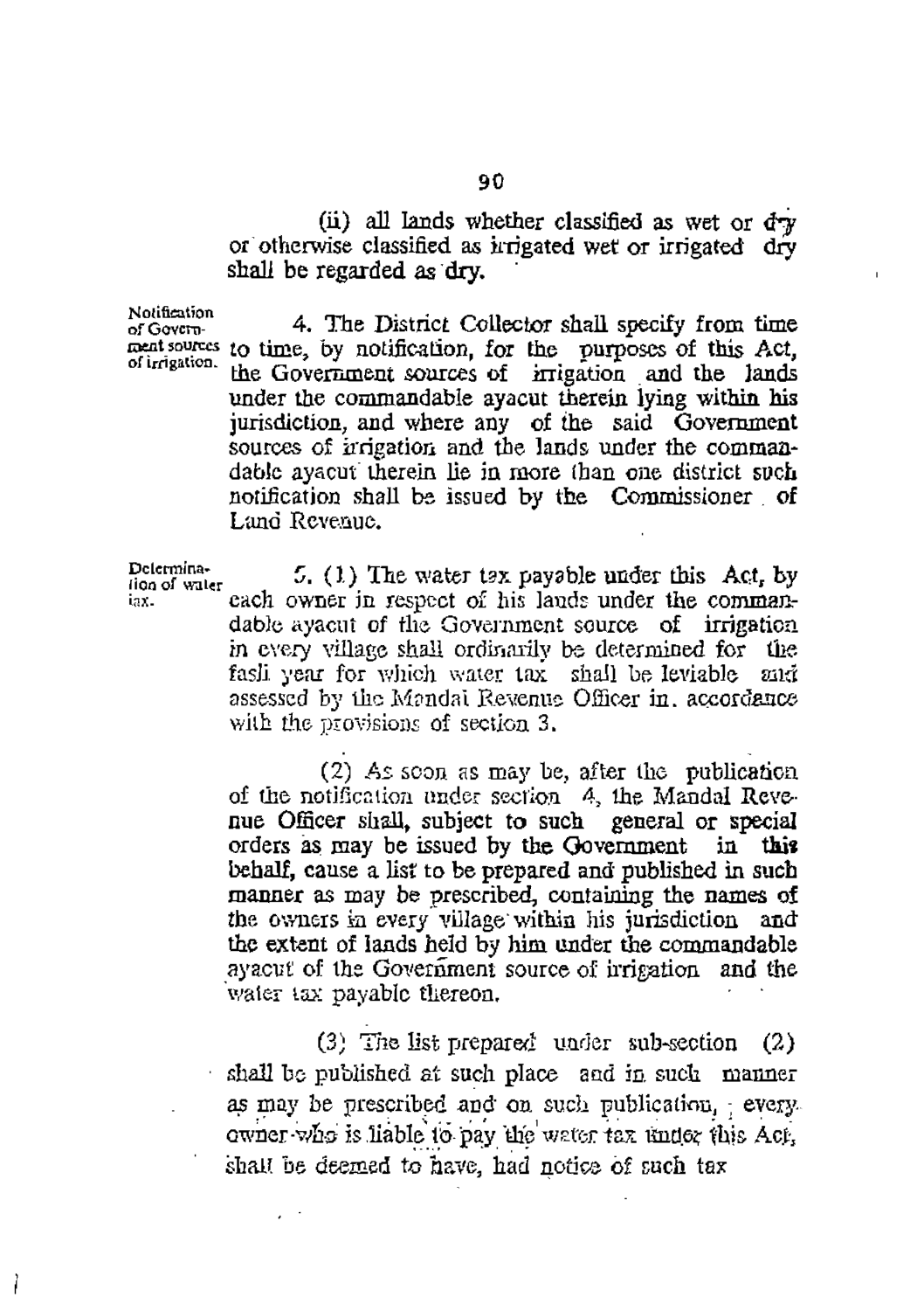(ii) all lands whether classified as wet or dry or otherwise classified as irrigated wet or irrigated dry shall be regarded as dry.

Notification of Government sources of irrigation.

4. The District Collector shall specify from time to time, by notification, for the purposes of this Act, the Government sources of irrigation and the lands under the commandable ayacut therein lying within his jurisdiction, and where any of the said Government sources of irrigation and the lands under the commandable ayacut therein lie in more than one district such notification shall be issued by the Commissioner of Land Revenue.

Determination of water tax.

5. (1) The water tax payable under this Act, by each owner in respect of his lands under the commandable ayacut of the Government source of irrigation in every village shall ordinarily be determined for the fasli year for which water tax shall be leviable and assessed by the Mandal Revenue Officer in accordance with the provisions of section 3.

(2) As soon as may be, after the publication of the notification under section 4, the Mandal Revenue Officer shall, subject to such general or special orders as may be issued by the Government in this behalf, cause a list to be prepared and published in such manner as may be prescribed, containing the names of the owners in every village within his jurisdiction and the extent of lands held by him under the commandable ayacut of the Government source of irrigation and the water tax payable thereon.

(3) The list prepared under sub-section (2) shall be published at such place and in such manner as may be prescribed and on such publication, every owner who is liable to pay the water tax under this Act, shall be deemed to have, had notice of such tax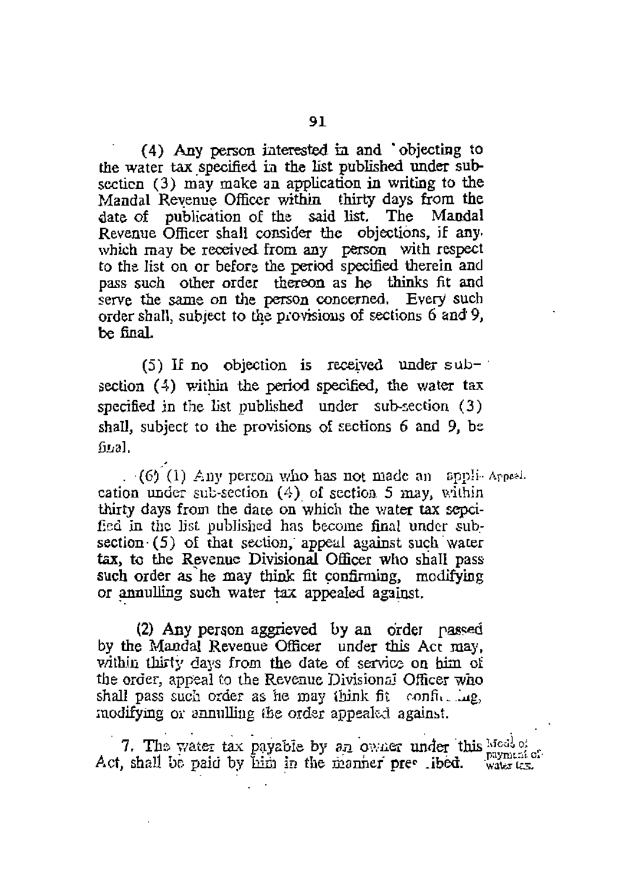(4) Any person interested in and objecting to the water tax specified in the list published under sub-section (3) may make an application in writing to the Mandal Revenue Officer within thirty days from the date of publication of the said list. The Mandal Revenue Officer shall consider the objections, if any, which may be received from any person with respect to the list on or before the period specified therein and pass such other order thereon as he thinks fit and serve the same on the person concerned. Every such order shall, subject to the provisions of sections 6 and 9, be final.

(5) If no objection is received under sub-section (4) within the period specified, the water tax specified in the list published under sub-section (3) shall, subject to the provisions of sections 6 and 9, be final.

(6) (1) Any person who has not made an application under sub-section (4) of section 5 may, within thirty days from the date on which the water tax sepcified in the list published has become final under sub-section (5) of that section, appeal against such water tax, to the Revenue Divisional Officer who shall pass such order as he may think fit confirming, modifying or annulling such water tax appealed against. Appeal.

(2) Any person aggrieved by an order passed by the Mandal Revenue Officer under this Act may, within thirty days from the date of service on him of the order, appeal to the Revenue Divisional Officer who shall pass such order as he may think fit confirming, modifying or annulling the order appealed against.

7. The water tax payable by an owner under this Act, shall be paid by him in the manner prescribed. Mode of payment of water tax.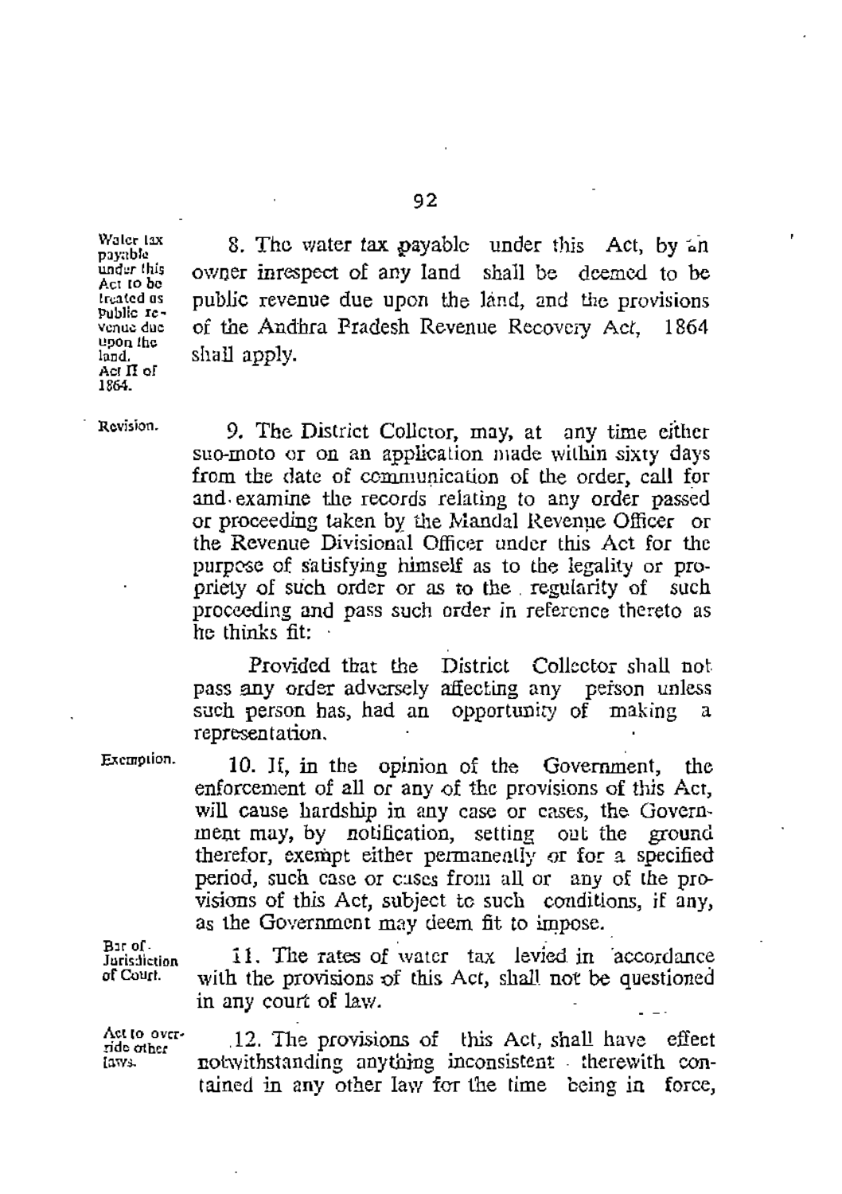**Water tax payable under this Act to be treated as Public revenue due upon the land. Act II of 1864.**

8. The water tax payable under this Act, by an owner inrespect of any land shall be deemed to be public revenue due upon the land, and the provisions of the Andhra Pradesh Revenue Recovery Act, 1864 shall apply.

**Revision.**

9. The District Collector, may, at any time either suo-moto or on an application made within sixty days from the date of communication of the order, call for and examine the records relating to any order passed or proceeding taken by the Mandal Revenue Officer or the Revenue Divisional Officer under this Act for the purpose of satisfying himself as to the legality or propriety of such order or as to the regularity of such proceeding and pass such order in reference thereto as he thinks fit:

Provided that the District Collector shall not pass any order adversely affecting any person unless such person has, had an opportunity of making a representation.

**Exemption.**

10. If, in the opinion of the Government, the enforcement of all or any of the provisions of this Act, will cause hardship in any case or cases, the Government may, by notification, setting out the ground therefor, exempt either permanently or for a specified period, such case or cases from all or any of the provisions of this Act, subject to such conditions, if any, as the Government may deem fit to impose.

**Bar of Jurisdiction of Court.**

11. The rates of water tax levied in accordance with the provisions of this Act, shall not be questioned in any court of law.

**Act to override other laws.**

12. The provisions of this Act, shall have effect notwithstanding anything inconsistent therewith contained in any other law for the time being in force,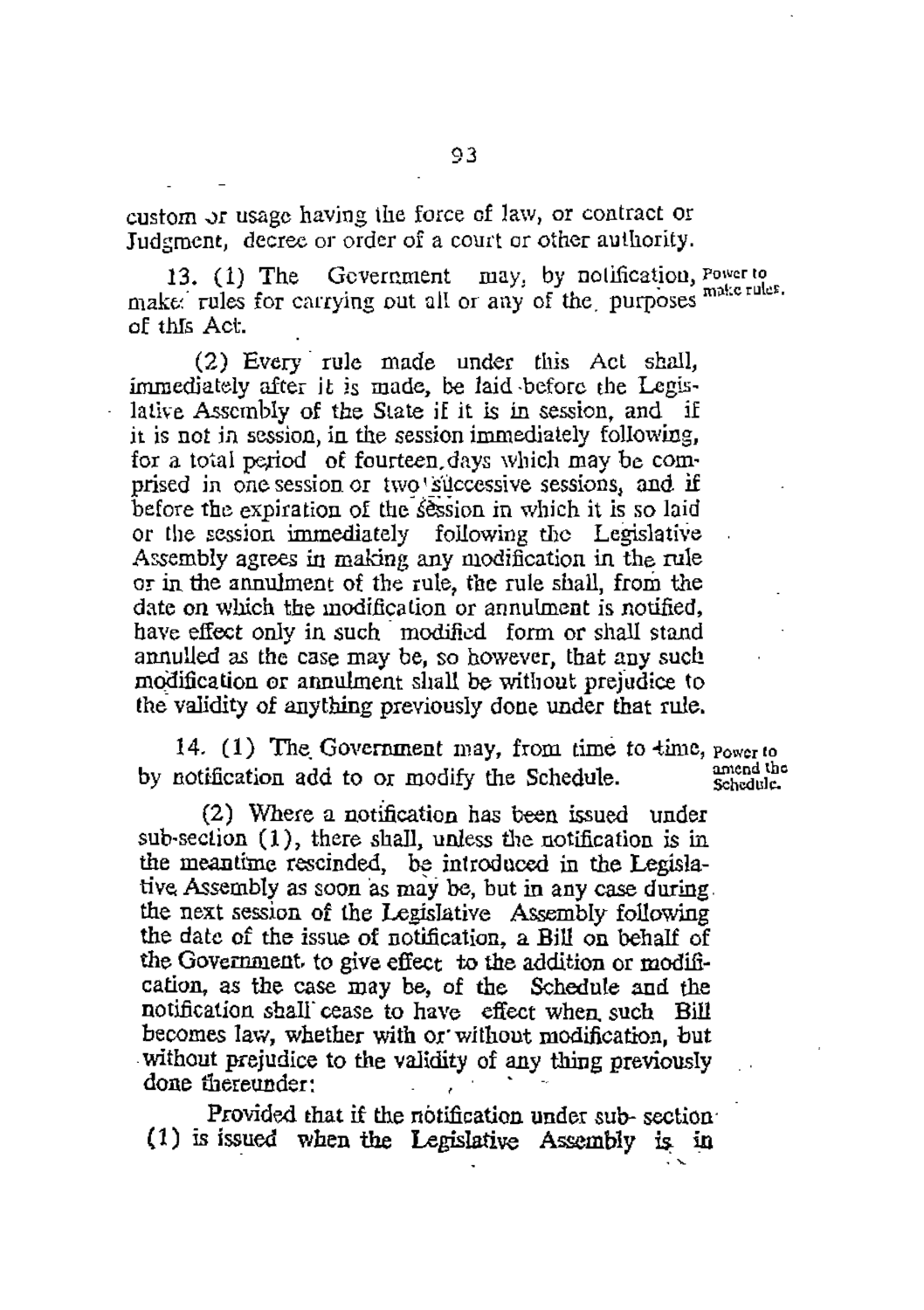custom or usage having the force of law, or contract or Judgment, decree or order of a court or other authority.

13. (1) The Government may, by notification, make rules for carrying out all or any of the purposes of this Act. *Power to make rules.*

(2) Every rule made under this Act shall, immediately after it is made, be laid before the Legislative Assembly of the State if it is in session, and if it is not in session, in the session immediately following, for a total period of fourteen days which may be comprised in one session or two successive sessions, and if before the expiration of the session in which it is so laid or the session immediately following the Legislative Assembly agrees in making any modification in the rule or in the annulment of the rule, the rule shall, from the date on which the modification or annulment is notified, have effect only in such modified form or shall stand annulled as the case may be, so however, that any such modification or annulment shall be without prejudice to the validity of anything previously done under that rule.

14. (1) The Government may, from time to time, by notification add to or modify the Schedule. *Power to amend the Schedule.*

(2) Where a notification has been issued under sub-section (1), there shall, unless the notification is in the meantime rescinded, be introduced in the Legislative Assembly as soon as may be, but in any case during the next session of the Legislative Assembly following the date of the issue of notification, a Bill on behalf of the Government to give effect to the addition or modification, as the case may be, of the Schedule and the notification shall cease to have effect when such Bill becomes law, whether with or without modification, but without prejudice to the validity of any thing previously done thereunder:

Provided that if the notification under sub-section (1) is issued when the Legislative Assembly is in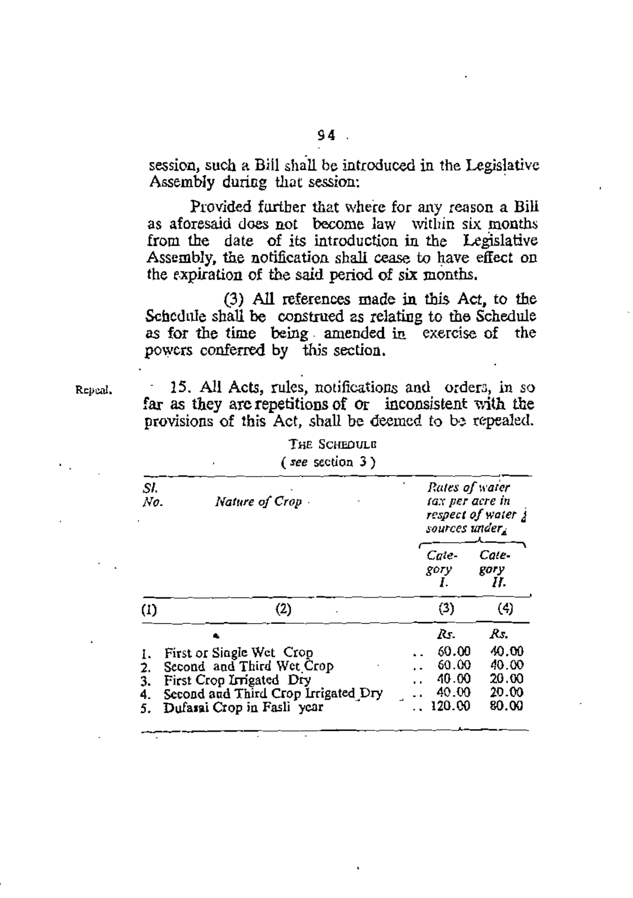session, such a Bill shall be introduced in the Legislative Assembly during that session:

Provided further that where for any reason a Bill as aforesaid does not become law within six months from the date of its introduction in the Legislative Assembly, the notification shall cease to have effect on the expiration of the said period of six months.

(3) All references made in this Act, to the Schedule shall be construed as relating to the Schedule as for the time being amended in exercise of the powers conferred by this section.

Repeal.

15. All Acts, rules, notifications and orders, in so far as they are repetitions of or inconsistent with the provisions of this Act, shall be deemed to be repealed.

THE SCHEDULE

( *see* section 3 )

| *Sl. No.* | *Nature of Crop* | *Rates of water tax per acre in respect of water sources under* | |
|---|---|---|---|
| | | *Category I.* | *Category II.* |
| (1) | (2) | (3) | (4) |
| | | *Rs.* | *Rs.* |
| 1. | First or Single Wet Crop | 60.00 | 40.00 |
| 2. | Second and Third Wet Crop | 60.00 | 40.00 |
| 3. | First Crop Irrigated Dry | 40.00 | 20.00 |
| 4. | Second and Third Crop Irrigated Dry | 40.00 | 20.00 |
| 5. | Dufasal Crop in Fasli year | 120.00 | 80.00 |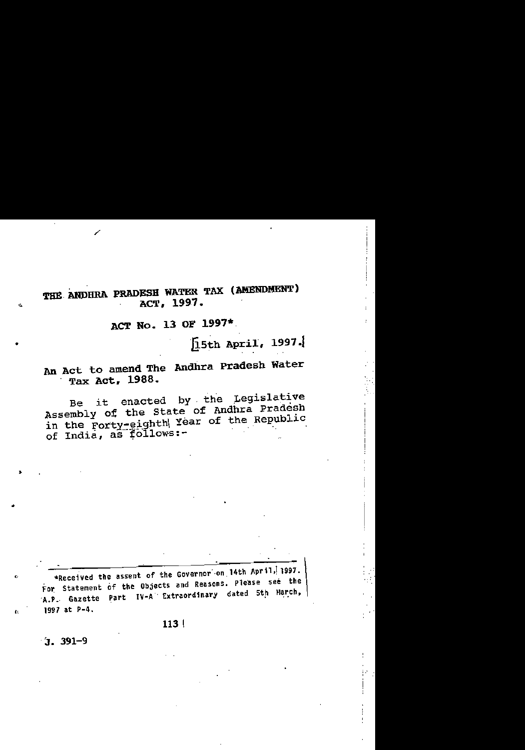# THE ANDHRA PRADESH WATER TAX (AMENDMENT) ACT, 1997.

## ACT No. 13 OF 1997*

[15th April, 1997.]

An Act to amend The Andhra Pradesh Water Tax Act, 1988.

Be it enacted by the Legislative Assembly of the State of Andhra Pradesh in the Forty-eighth Year of the Republic of India, as follows:-

---

*Received the assent of the Governor on 14th April, 1997. For Statement of the Objects and Reasons. Please see the A.P. Gazette Part IV-A Extraordinary dated 5th March, 1997 at P-4.

J. 391-9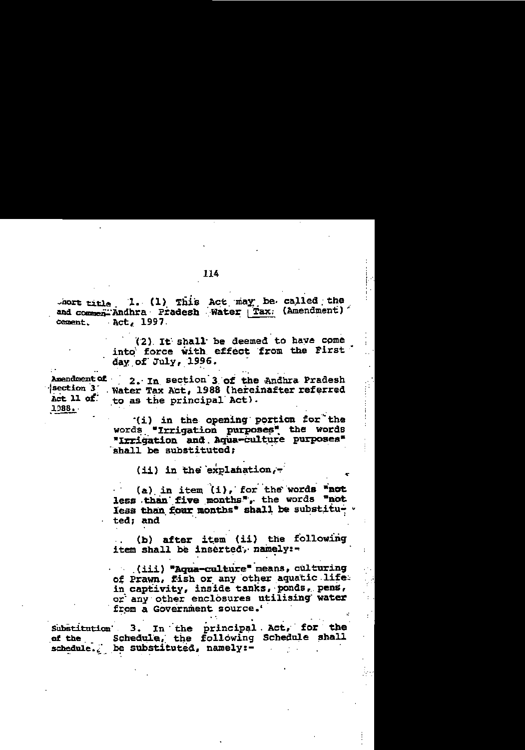Short title and commencement.

1. (1) This Act may be called the Andhra Pradesh Water Tax (Amendment) Act, 1997.

(2) It shall be deemed to have come into force with effect from the First day of July, 1996.

Amendment of section 3 Act 11 of 1988.

2. In section 3 of the Andhra Pradesh Water Tax Act, 1988 (hereinafter referred to as the principal Act).

(i) in the opening portion for the words "Irrigation purposes" the words "Irrigation and Aqua-culture purposes" shall be substituted;

(ii) in the explanation,-

(a) in item (i), for the words "not less than five months", the words "not less than four months" shall be substituted; and

(b) after item (ii) the following item shall be inserted, namely:-

(iii) "Aqua-culture" means, culturing of Prawn, fish or any other aquatic life in captivity, inside tanks, ponds, pens, or any other enclosures utilising water from a Government source.'

Substitution of the schedule.

3. In the principal Act, for the Schedule, the following Schedule shall be substituted, namely:-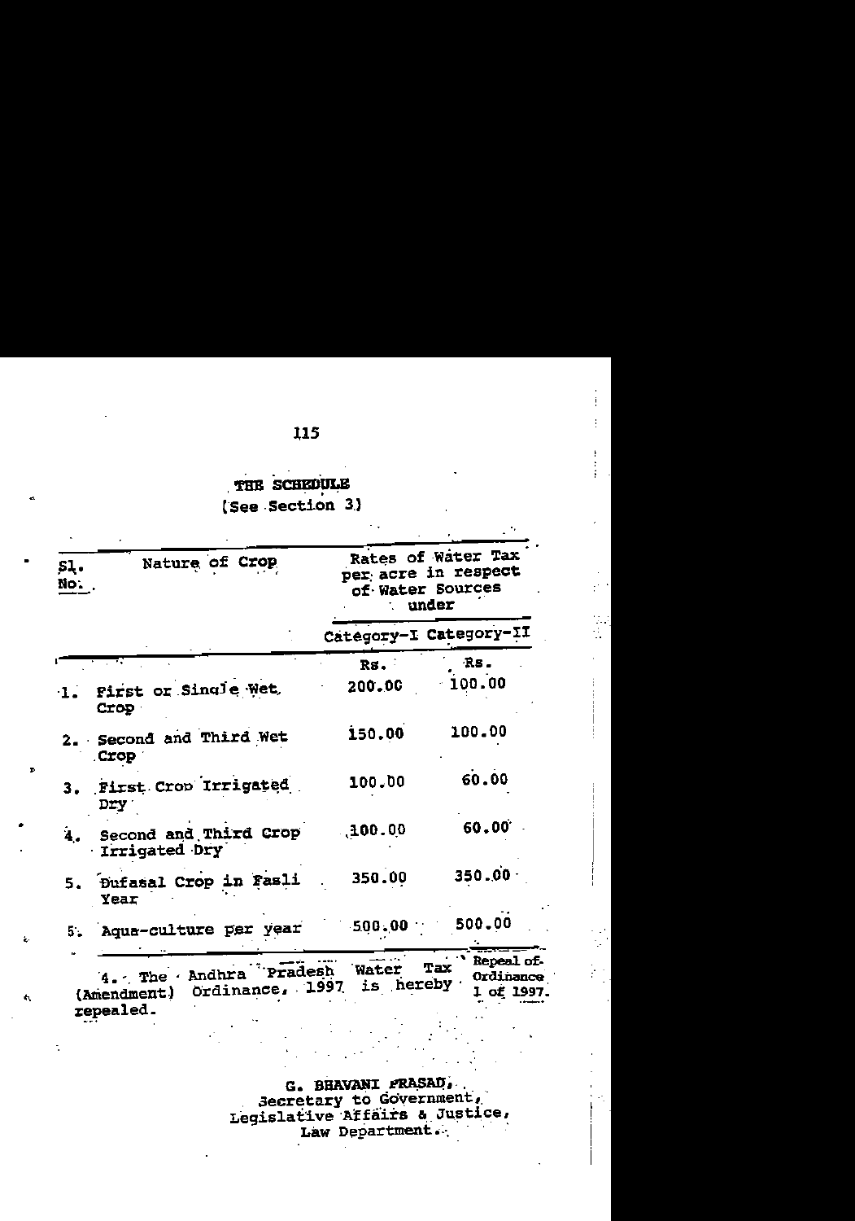## THE SCHEDULE

(See Section 3)

| Sl. No. | Nature of Crop | Rates of Water Tax per acre in respect of Water Sources under | |
|---|---|---|---|
| | | Category-I | Category-II |
| | | Rs. | Rs. |
| 1. | First or Single Wet Crop | 200.00 | 100.00 |
| 2. | Second and Third Wet Crop | 150.00 | 100.00 |
| 3. | First Crop Irrigated Dry | 100.00 | 60.00 |
| 4. | Second and Third Crop Irrigated Dry | 100.00 | 60.00 |
| 5. | Dufasal Crop in Fasli Year | 350.00 | 350.00 |
| 6. | Aqua-culture per year | 500.00 | 500.00 |

Repeal of Ordinance 1 of 1997.

4. The Andhra Pradesh Water Tax (Amendment) Ordinance, 1997 is hereby repealed.

G. BHAVANI PRASAD,
Secretary to Government,
Legislative Affairs & Justice,
Law Department.